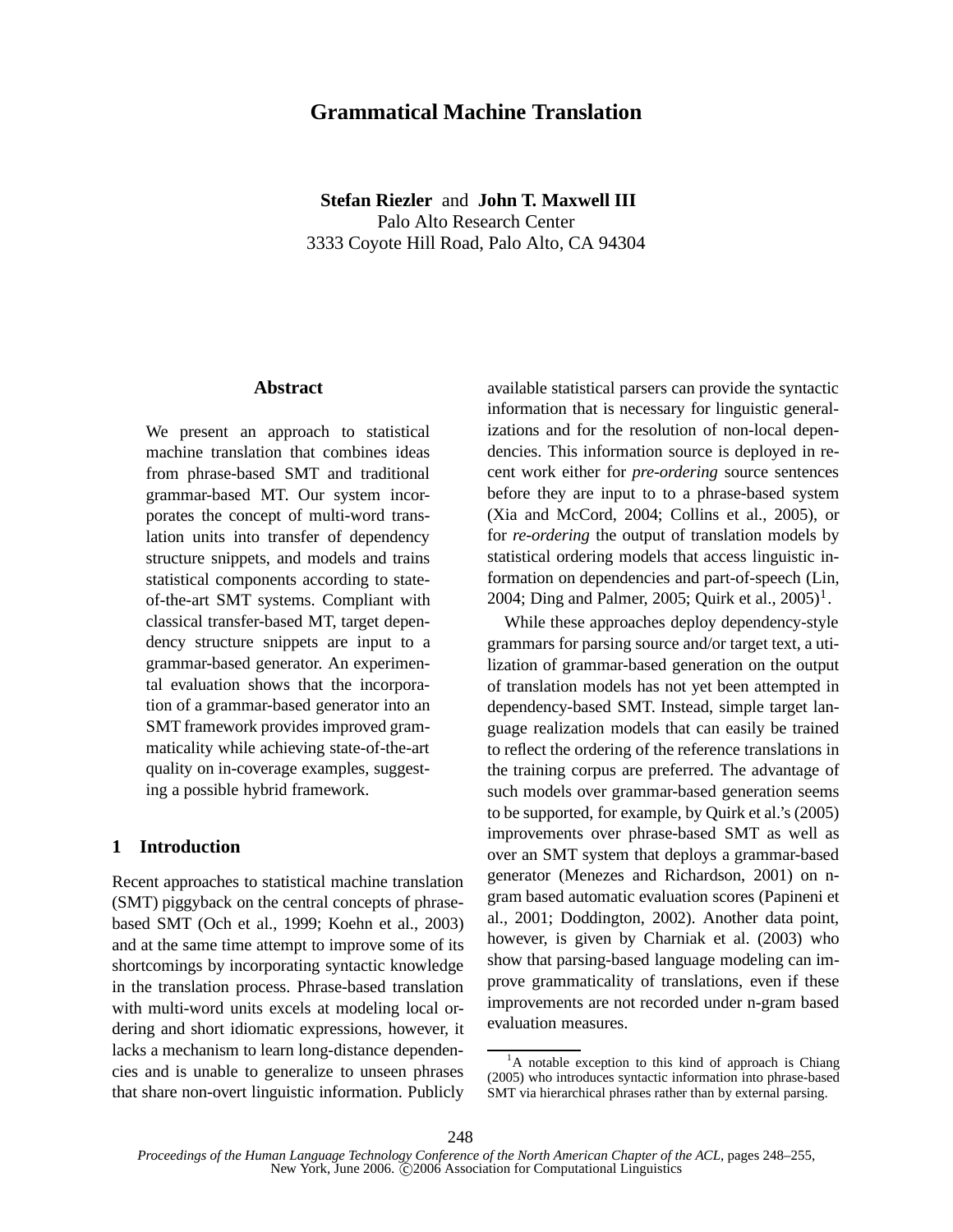# Grammatical Machine Translation

**Stefan Riezler** and **John T. Maxwell III**
Palo Alto Research Center
3333 Coyote Hill Road, Palo Alto, CA 94304

## Abstract

We present an approach to statistical machine translation that combines ideas from phrase-based SMT and traditional grammar-based MT. Our system incorporates the concept of multi-word translation units into transfer of dependency structure snippets, and models and trains statistical components according to state-of-the-art SMT systems. Compliant with classical transfer-based MT, target dependency structure snippets are input to a grammar-based generator. An experimental evaluation shows that the incorporation of a grammar-based generator into an SMT framework provides improved grammaticality while achieving state-of-the-art quality on in-coverage examples, suggesting a possible hybrid framework.

## 1 Introduction

Recent approaches to statistical machine translation (SMT) piggyback on the central concepts of phrase-based SMT (Och et al., 1999; Koehn et al., 2003) and at the same time attempt to improve some of its shortcomings by incorporating syntactic knowledge in the translation process. Phrase-based translation with multi-word units excels at modeling local ordering and short idiomatic expressions, however, it lacks a mechanism to learn long-distance dependencies and is unable to generalize to unseen phrases that share non-overt linguistic information. Publicly available statistical parsers can provide the syntactic information that is necessary for linguistic generalizations and for the resolution of non-local dependencies. This information source is deployed in recent work either for *pre-ordering* source sentences before they are input to to a phrase-based system (Xia and McCord, 2004; Collins et al., 2005), or for *re-ordering* the output of translation models by statistical ordering models that access linguistic information on dependencies and part-of-speech (Lin, 2004; Ding and Palmer, 2005; Quirk et al., 2005)[1].

While these approaches deploy dependency-style grammars for parsing source and/or target text, a utilization of grammar-based generation on the output of translation models has not yet been attempted in dependency-based SMT. Instead, simple target language realization models that can easily be trained to reflect the ordering of the reference translations in the training corpus are preferred. The advantage of such models over grammar-based generation seems to be supported, for example, by Quirk et al.'s (2005) improvements over phrase-based SMT as well as over an SMT system that deploys a grammar-based generator (Menezes and Richardson, 2001) on n-gram based automatic evaluation scores (Papineni et al., 2001; Doddington, 2002). Another data point, however, is given by Charniak et al. (2003) who show that parsing-based language modeling can improve grammaticality of translations, even if these improvements are not recorded under n-gram based evaluation measures.

[1] A notable exception to this kind of approach is Chiang (2005) who introduces syntactic information into phrase-based SMT via hierarchical phrases rather than by external parsing.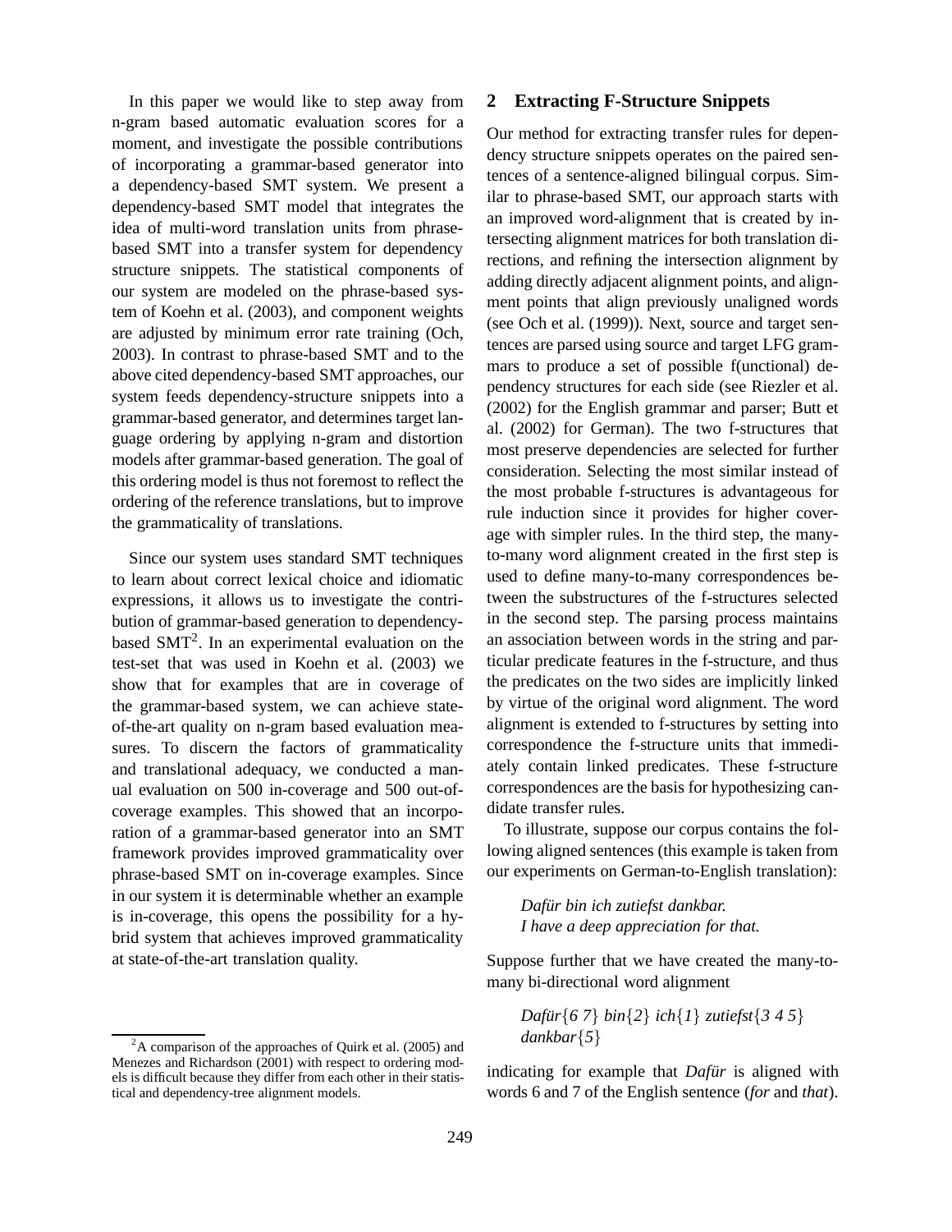In this paper we would like to step away from n-gram based automatic evaluation scores for a moment, and investigate the possible contributions of incorporating a grammar-based generator into a dependency-based SMT system. We present a dependency-based SMT model that integrates the idea of multi-word translation units from phrase-based SMT into a transfer system for dependency structure snippets. The statistical components of our system are modeled on the phrase-based system of Koehn et al. (2003), and component weights are adjusted by minimum error rate training (Och, 2003). In contrast to phrase-based SMT and to the above cited dependency-based SMT approaches, our system feeds dependency-structure snippets into a grammar-based generator, and determines target language ordering by applying n-gram and distortion models after grammar-based generation. The goal of this ordering model is thus not foremost to reflect the ordering of the reference translations, but to improve the grammaticality of translations.

Since our system uses standard SMT techniques to learn about correct lexical choice and idiomatic expressions, it allows us to investigate the contribution of grammar-based generation to dependency-based SMT[2]. In an experimental evaluation on the test-set that was used in Koehn et al. (2003) we show that for examples that are in coverage of the grammar-based system, we can achieve state-of-the-art quality on n-gram based evaluation measures. To discern the factors of grammaticality and translational adequacy, we conducted a manual evaluation on 500 in-coverage and 500 out-of-coverage examples. This showed that an incorporation of a grammar-based generator into an SMT framework provides improved grammaticality over phrase-based SMT on in-coverage examples. Since in our system it is determinable whether an example is in-coverage, this opens the possibility for a hybrid system that achieves improved grammaticality at state-of-the-art translation quality.

[2] A comparison of the approaches of Quirk et al. (2005) and Menezes and Richardson (2001) with respect to ordering models is difficult because they differ from each other in their statistical and dependency-tree alignment models.

## 2 Extracting F-Structure Snippets

Our method for extracting transfer rules for dependency structure snippets operates on the paired sentences of a sentence-aligned bilingual corpus. Similar to phrase-based SMT, our approach starts with an improved word-alignment that is created by intersecting alignment matrices for both translation directions, and refining the intersection alignment by adding directly adjacent alignment points, and alignment points that align previously unaligned words (see Och et al. (1999)). Next, source and target sentences are parsed using source and target LFG grammars to produce a set of possible f(unctional) dependency structures for each side (see Riezler et al. (2002) for the English grammar and parser; Butt et al. (2002) for German). The two f-structures that most preserve dependencies are selected for further consideration. Selecting the most similar instead of the most probable f-structures is advantageous for rule induction since it provides for higher coverage with simpler rules. In the third step, the many-to-many word alignment created in the first step is used to define many-to-many correspondences between the substructures of the f-structures selected in the second step. The parsing process maintains an association between words in the string and particular predicate features in the f-structure, and thus the predicates on the two sides are implicitly linked by virtue of the original word alignment. The word alignment is extended to f-structures by setting into correspondence the f-structure units that immediately contain linked predicates. These f-structure correspondences are the basis for hypothesizing candidate transfer rules.

To illustrate, suppose our corpus contains the following aligned sentences (this example is taken from our experiments on German-to-English translation):

*Dafür bin ich zutiefst dankbar.*
*I have a deep appreciation for that.*

Suppose further that we have created the many-to-many bi-directional word alignment

*Dafür{6 7} bin{2} ich{1} zutiefst{3 4 5} dankbar{5}*

indicating for example that *Dafür* is aligned with words 6 and 7 of the English sentence (*for* and *that*).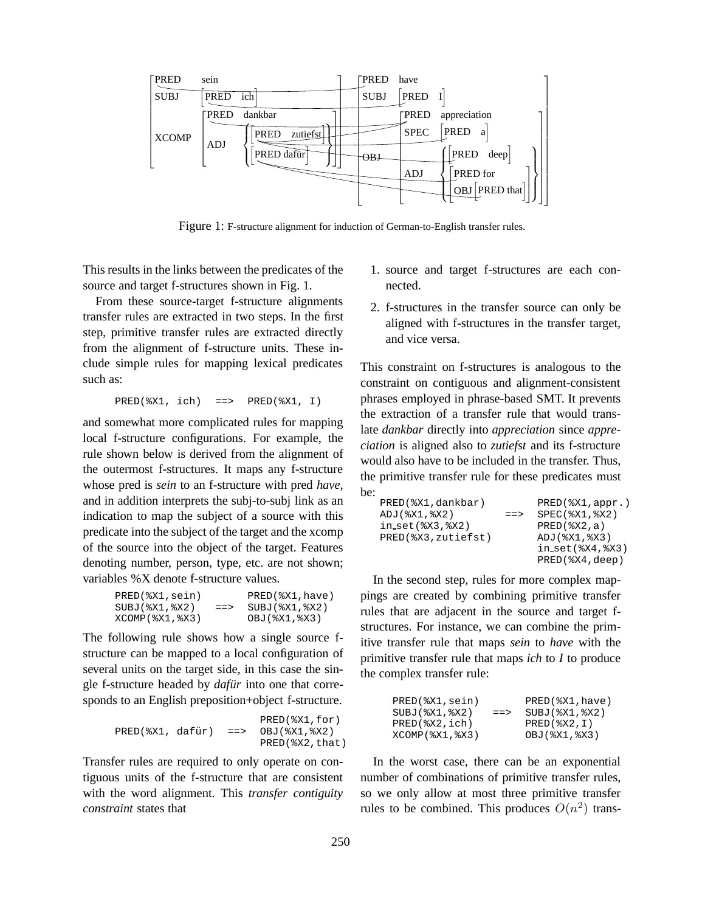Figure 1: F-structure alignment for induction of German-to-English transfer rules.

This results in the links between the predicates of the source and target f-structures shown in Fig. 1.

From these source-target f-structure alignments transfer rules are extracted in two steps. In the first step, primitive transfer rules are extracted directly from the alignment of f-structure units. These include simple rules for mapping lexical predicates such as:

```
PRED(%X1, ich)  ==>  PRED(%X1, I)
```

and somewhat more complicated rules for mapping local f-structure configurations. For example, the rule shown below is derived from the alignment of the outermost f-structures. It maps any f-structure whose pred is *sein* to an f-structure with pred *have*, and in addition interprets the subj-to-subj link as an indication to map the subject of a source with this predicate into the subject of the target and the xcomp of the source into the object of the target. Features denoting number, person, type, etc. are not shown; variables %X denote f-structure values.

```
PRED(%X1,sein)          PRED(%X1,have)
SUBJ(%X1,%X2)    ==>    SUBJ(%X1,%X2)
XCOMP(%X1,%X3)          OBJ(%X1,%X3)
```

The following rule shows how a single source f-structure can be mapped to a local configuration of several units on the target side, in this case the single f-structure headed by *dafür* into one that corresponds to an English preposition+object f-structure.

```
                        PRED(%X1,for)
PRED(%X1, dafür)  ==>   OBJ(%X1,%X2)
                        PRED(%X2,that)
```

Transfer rules are required to only operate on contiguous units of the f-structure that are consistent with the word alignment. This *transfer contiguity constraint* states that

1. source and target f-structures are each connected.
2. f-structures in the transfer source can only be aligned with f-structures in the transfer target, and vice versa.

This constraint on f-structures is analogous to the constraint on contiguous and alignment-consistent phrases employed in phrase-based SMT. It prevents the extraction of a transfer rule that would translate *dankbar* directly into *appreciation* since *appreciation* is aligned also to *zutiefst* and its f-structure would also have to be included in the transfer. Thus, the primitive transfer rule for these predicates must be:

```
PRED(%X1,dankbar)            PRED(%X1,appr.)
ADJ(%X1,%X2)          ==>    SPEC(%X1,%X2)
in_set(%X3,%X2)              PRED(%X2,a)
PRED(%X3,zutiefst)           ADJ(%X1,%X3)
                             in_set(%X4,%X3)
                             PRED(%X4,deep)
```

In the second step, rules for more complex mappings are created by combining primitive transfer rules that are adjacent in the source and target f-structures. For instance, we can combine the primitive transfer rule that maps *sein* to *have* with the primitive transfer rule that maps *ich* to *I* to produce the complex transfer rule:

```
PRED(%X1,sein)          PRED(%X1,have)
SUBJ(%X1,%X2)    ==>    SUBJ(%X1,%X2)
PRED(%X2,ich)           PRED(%X2,I)
XCOMP(%X1,%X3)          OBJ(%X1,%X3)
```

In the worst case, there can be an exponential number of combinations of primitive transfer rules, so we only allow at most three primitive transfer rules to be combined. This produces $O(n^2)$ trans-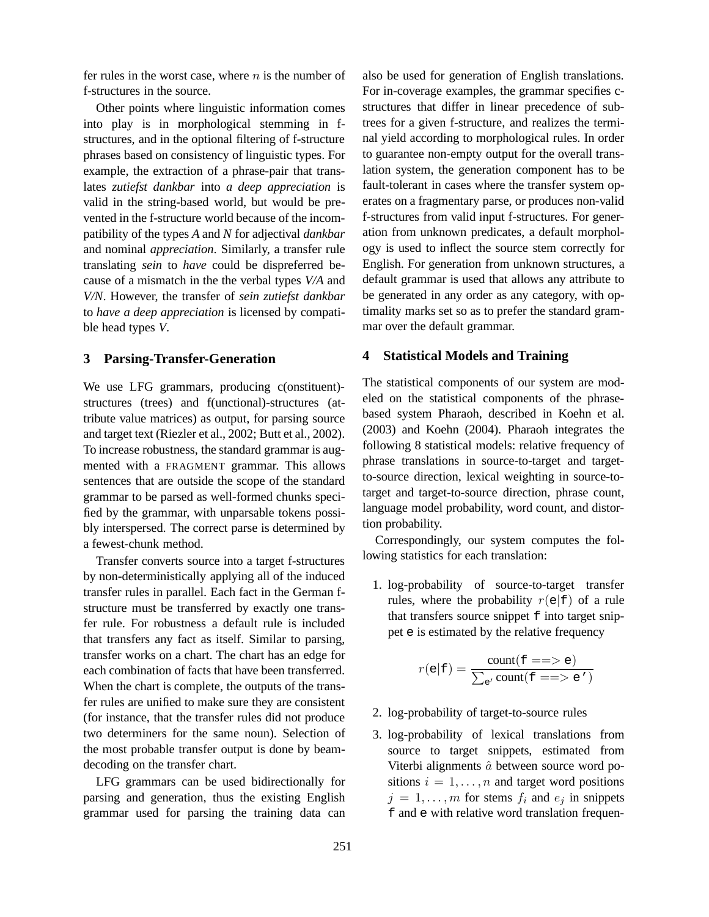fer rules in the worst case, where $n$ is the number of f-structures in the source.

Other points where linguistic information comes into play is in morphological stemming in f-structures, and in the optional filtering of f-structure phrases based on consistency of linguistic types. For example, the extraction of a phrase-pair that translates *zutiefst dankbar* into *a deep appreciation* is valid in the string-based world, but would be prevented in the f-structure world because of the incompatibility of the types *A* and *N* for adjectival *dankbar* and nominal *appreciation*. Similarly, a transfer rule translating *sein* to *have* could be dispreferred because of a mismatch in the the verbal types *V/A* and *V/N*. However, the transfer of *sein zutiefst dankbar* to *have a deep appreciation* is licensed by compatible head types *V*.

## 3 Parsing-Transfer-Generation

We use LFG grammars, producing c(onstituent)-structures (trees) and f(unctional)-structures (attribute value matrices) as output, for parsing source and target text (Riezler et al., 2002; Butt et al., 2002). To increase robustness, the standard grammar is augmented with a FRAGMENT grammar. This allows sentences that are outside the scope of the standard grammar to be parsed as well-formed chunks specified by the grammar, with unparsable tokens possibly interspersed. The correct parse is determined by a fewest-chunk method.

Transfer converts source into a target f-structures by non-deterministically applying all of the induced transfer rules in parallel. Each fact in the German f-structure must be transferred by exactly one transfer rule. For robustness a default rule is included that transfers any fact as itself. Similar to parsing, transfer works on a chart. The chart has an edge for each combination of facts that have been transferred. When the chart is complete, the outputs of the transfer rules are unified to make sure they are consistent (for instance, that the transfer rules did not produce two determiners for the same noun). Selection of the most probable transfer output is done by beam-decoding on the transfer chart.

LFG grammars can be used bidirectionally for parsing and generation, thus the existing English grammar used for parsing the training data can also be used for generation of English translations. For in-coverage examples, the grammar specifies c-structures that differ in linear precedence of subtrees for a given f-structure, and realizes the terminal yield according to morphological rules. In order to guarantee non-empty output for the overall translation system, the generation component has to be fault-tolerant in cases where the transfer system operates on a fragmentary parse, or produces non-valid f-structures from valid input f-structures. For generation from unknown predicates, a default morphology is used to inflect the source stem correctly for English. For generation from unknown structures, a default grammar is used that allows any attribute to be generated in any order as any category, with optimality marks set so as to prefer the standard grammar over the default grammar.

## 4 Statistical Models and Training

The statistical components of our system are modeled on the statistical components of the phrase-based system Pharaoh, described in Koehn et al. (2003) and Koehn (2004). Pharaoh integrates the following 8 statistical models: relative frequency of phrase translations in source-to-target and target-to-source direction, lexical weighting in source-to-target and target-to-source direction, phrase count, language model probability, word count, and distortion probability.

Correspondingly, our system computes the following statistics for each translation:

1. log-probability of source-to-target transfer rules, where the probability $r(\texttt{e}|\texttt{f})$ of a rule that transfers source snippet `f` into target snippet `e` is estimated by the relative frequency

$$r(\texttt{e}|\texttt{f}) = \frac{\text{count}(\texttt{f} ==> \texttt{e})}{\sum_{\texttt{e}'} \text{count}(\texttt{f} ==> \texttt{e'})}$$

2. log-probability of target-to-source rules

3. log-probability of lexical translations from source to target snippets, estimated from Viterbi alignments $\hat{a}$ between source word positions $i = 1, \ldots, n$ and target word positions $j = 1, \ldots, m$ for stems $f_i$ and $e_j$ in snippets `f` and `e` with relative word translation frequen-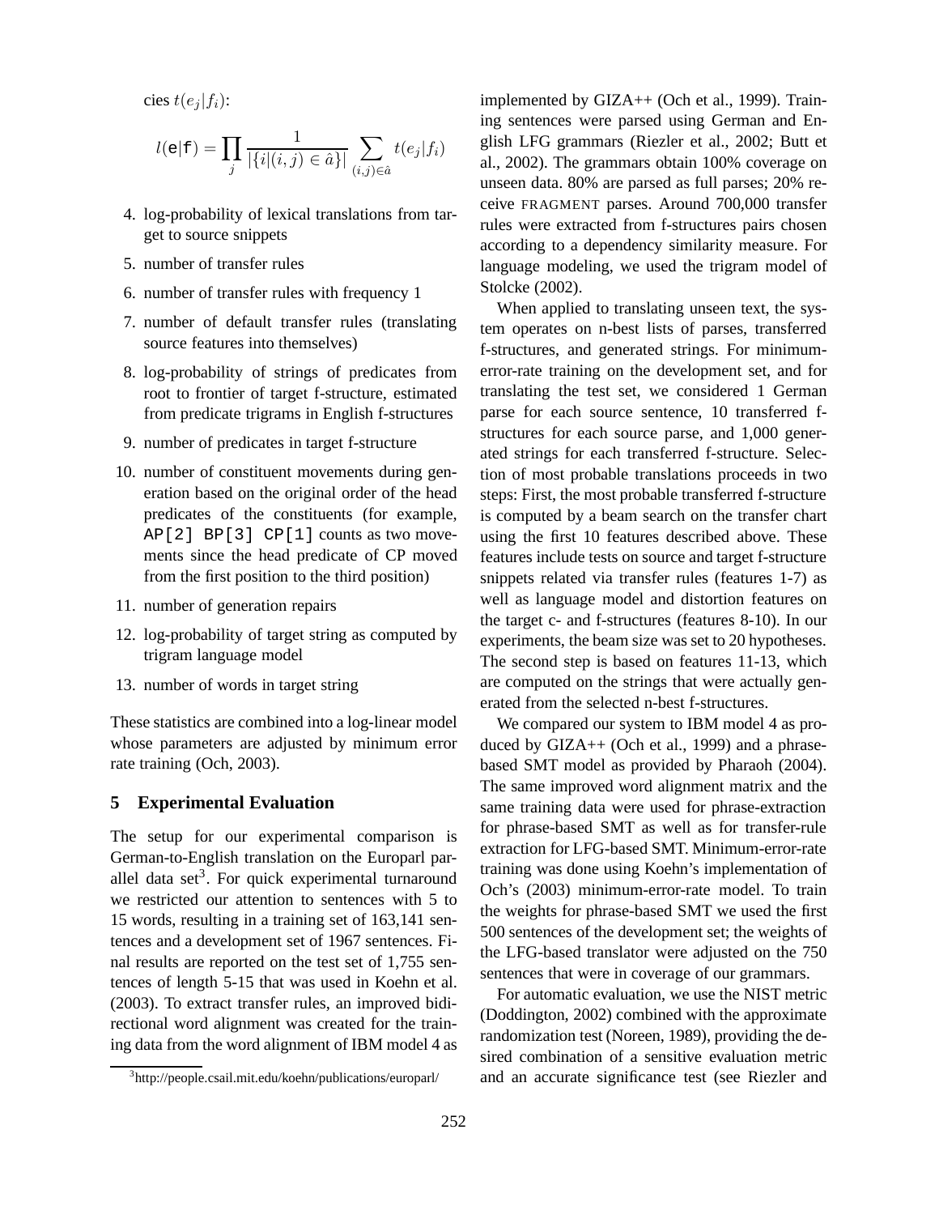cies $t(e_j|f_i)$:

$$l(\mathtt{e}|\mathtt{f}) = \prod_j \frac{1}{|\{i|(i,j) \in \hat{a}\}|} \sum_{(i,j)\in\hat{a}} t(e_j|f_i)$$

4. log-probability of lexical translations from target to source snippets
5. number of transfer rules
6. number of transfer rules with frequency 1
7. number of default transfer rules (translating source features into themselves)
8. log-probability of strings of predicates from root to frontier of target f-structure, estimated from predicate trigrams in English f-structures
9. number of predicates in target f-structure
10. number of constituent movements during generation based on the original order of the head predicates of the constituents (for example, `AP[2] BP[3] CP[1]` counts as two movements since the head predicate of CP moved from the first position to the third position)
11. number of generation repairs
12. log-probability of target string as computed by trigram language model
13. number of words in target string

These statistics are combined into a log-linear model whose parameters are adjusted by minimum error rate training (Och, 2003).

## 5 Experimental Evaluation

The setup for our experimental comparison is German-to-English translation on the Europarl parallel data set[3]. For quick experimental turnaround we restricted our attention to sentences with 5 to 15 words, resulting in a training set of 163,141 sentences and a development set of 1967 sentences. Final results are reported on the test set of 1,755 sentences of length 5-15 that was used in Koehn et al. (2003). To extract transfer rules, an improved bidirectional word alignment was created for the training data from the word alignment of IBM model 4 as implemented by GIZA++ (Och et al., 1999). Training sentences were parsed using German and English LFG grammars (Riezler et al., 2002; Butt et al., 2002). The grammars obtain 100% coverage on unseen data. 80% are parsed as full parses; 20% receive FRAGMENT parses. Around 700,000 transfer rules were extracted from f-structures pairs chosen according to a dependency similarity measure. For language modeling, we used the trigram model of Stolcke (2002).

When applied to translating unseen text, the system operates on n-best lists of parses, transferred f-structures, and generated strings. For minimum-error-rate training on the development set, and for translating the test set, we considered 1 German parse for each source sentence, 10 transferred f-structures for each source parse, and 1,000 generated strings for each transferred f-structure. Selection of most probable translations proceeds in two steps: First, the most probable transferred f-structure is computed by a beam search on the transfer chart using the first 10 features described above. These features include tests on source and target f-structure snippets related via transfer rules (features 1-7) as well as language model and distortion features on the target c- and f-structures (features 8-10). In our experiments, the beam size was set to 20 hypotheses. The second step is based on features 11-13, which are computed on the strings that were actually generated from the selected n-best f-structures.

We compared our system to IBM model 4 as produced by GIZA++ (Och et al., 1999) and a phrase-based SMT model as provided by Pharaoh (2004). The same improved word alignment matrix and the same training data were used for phrase-extraction for phrase-based SMT as well as for transfer-rule extraction for LFG-based SMT. Minimum-error-rate training was done using Koehn's implementation of Och's (2003) minimum-error-rate model. To train the weights for phrase-based SMT we used the first 500 sentences of the development set; the weights of the LFG-based translator were adjusted on the 750 sentences that were in coverage of our grammars.

For automatic evaluation, we use the NIST metric (Doddington, 2002) combined with the approximate randomization test (Noreen, 1989), providing the desired combination of a sensitive evaluation metric and an accurate significance test (see Riezler and

[3] http://people.csail.mit.edu/koehn/publications/europarl/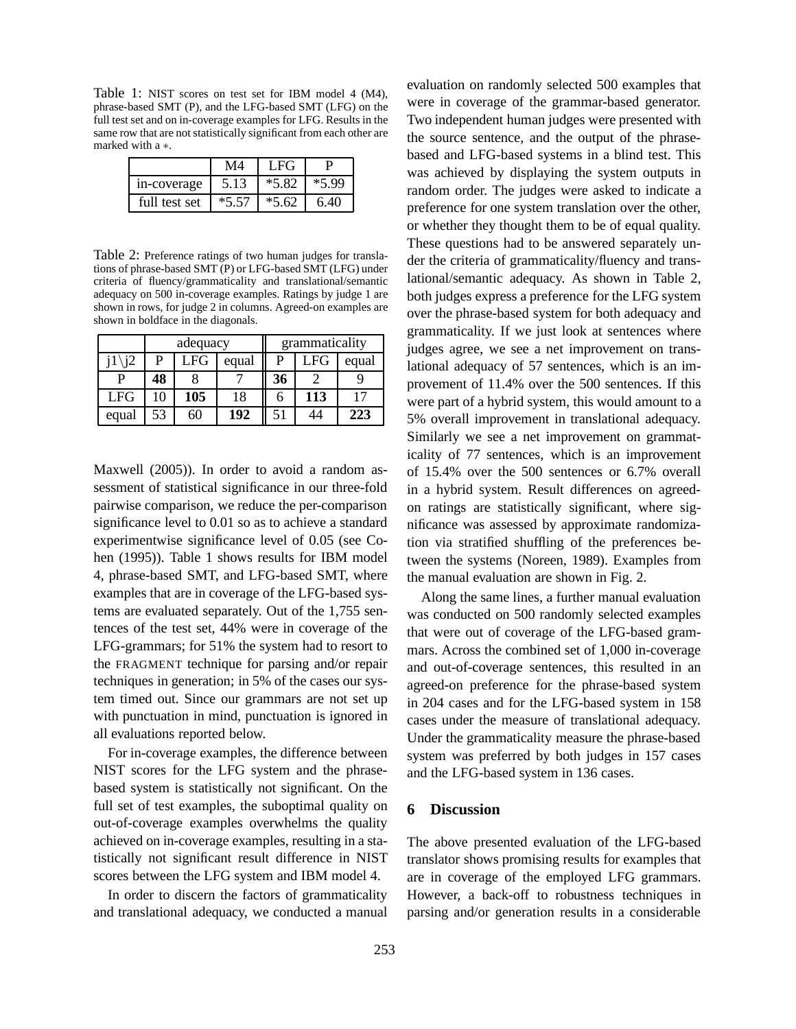Table 1: NIST scores on test set for IBM model 4 (M4), phrase-based SMT (P), and the LFG-based SMT (LFG) on the full test set and on in-coverage examples for LFG. Results in the same row that are not statistically significant from each other are marked with a ∗.

| | M4 | LFG | P |
|---|---|---|---|
| in-coverage | 5.13 | *5.82 | *5.99 |
| full test set | *5.57 | *5.62 | 6.40 |

Table 2: Preference ratings of two human judges for translations of phrase-based SMT (P) or LFG-based SMT (LFG) under criteria of fluency/grammaticality and translational/semantic adequacy on 500 in-coverage examples. Ratings by judge 1 are shown in rows, for judge 2 in columns. Agreed-on examples are shown in boldface in the diagonals.

| | adequacy | | | grammaticality | | |
|---|---|---|---|---|---|---|
| j1\j2 | P | LFG | equal | P | LFG | equal |
| P | **48** | 8 | 7 | **36** | 2 | 9 |
| LFG | 10 | **105** | 18 | 6 | **113** | 17 |
| equal | 53 | 60 | **192** | 51 | 44 | **223** |

Maxwell (2005)). In order to avoid a random assessment of statistical significance in our three-fold pairwise comparison, we reduce the per-comparison significance level to 0.01 so as to achieve a standard experimentwise significance level of 0.05 (see Cohen (1995)). Table 1 shows results for IBM model 4, phrase-based SMT, and LFG-based SMT, where examples that are in coverage of the LFG-based systems are evaluated separately. Out of the 1,755 sentences of the test set, 44% were in coverage of the LFG-grammars; for 51% the system had to resort to the FRAGMENT technique for parsing and/or repair techniques in generation; in 5% of the cases our system timed out. Since our grammars are not set up with punctuation in mind, punctuation is ignored in all evaluations reported below.

For in-coverage examples, the difference between NIST scores for the LFG system and the phrase-based system is statistically not significant. On the full set of test examples, the suboptimal quality on out-of-coverage examples overwhelms the quality achieved on in-coverage examples, resulting in a statistically not significant result difference in NIST scores between the LFG system and IBM model 4.

In order to discern the factors of grammaticality and translational adequacy, we conducted a manual evaluation on randomly selected 500 examples that were in coverage of the grammar-based generator. Two independent human judges were presented with the source sentence, and the output of the phrase-based and LFG-based systems in a blind test. This was achieved by displaying the system outputs in random order. The judges were asked to indicate a preference for one system translation over the other, or whether they thought them to be of equal quality. These questions had to be answered separately under the criteria of grammaticality/fluency and translational/semantic adequacy. As shown in Table 2, both judges express a preference for the LFG system over the phrase-based system for both adequacy and grammaticality. If we just look at sentences where judges agree, we see a net improvement on translational adequacy of 57 sentences, which is an improvement of 11.4% over the 500 sentences. If this were part of a hybrid system, this would amount to a 5% overall improvement in translational adequacy. Similarly we see a net improvement on grammaticality of 77 sentences, which is an improvement of 15.4% over the 500 sentences or 6.7% overall in a hybrid system. Result differences on agreed-on ratings are statistically significant, where significance was assessed by approximate randomization via stratified shuffling of the preferences between the systems (Noreen, 1989). Examples from the manual evaluation are shown in Fig. 2.

Along the same lines, a further manual evaluation was conducted on 500 randomly selected examples that were out of coverage of the LFG-based grammars. Across the combined set of 1,000 in-coverage and out-of-coverage sentences, this resulted in an agreed-on preference for the phrase-based system in 204 cases and for the LFG-based system in 158 cases under the measure of translational adequacy. Under the grammaticality measure the phrase-based system was preferred by both judges in 157 cases and the LFG-based system in 136 cases.

## 6 Discussion

The above presented evaluation of the LFG-based translator shows promising results for examples that are in coverage of the employed LFG grammars. However, a back-off to robustness techniques in parsing and/or generation results in a considerable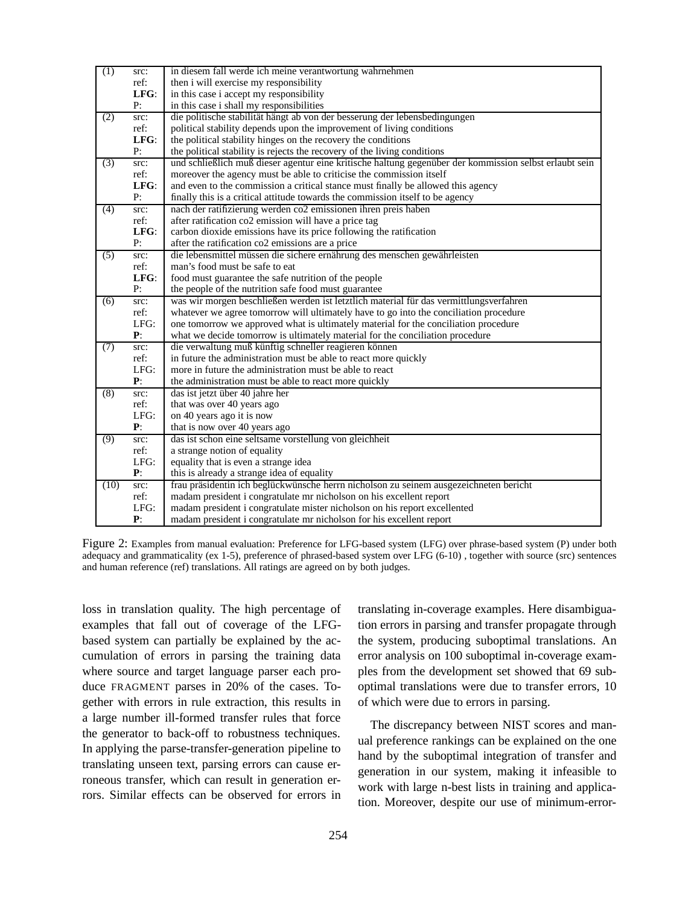| | | |
|---|---|---|
| (1) | src: | in diesem fall werde ich meine verantwortung wahrnehmen |
| | ref: | then i will exercise my responsibility |
| | **LFG**: | in this case i accept my responsibility |
| | P: | in this case i shall my responsibilities |
| (2) | src: | die politische stabilität hängt ab von der besserung der lebensbedingungen |
| | ref: | political stability depends upon the improvement of living conditions |
| | **LFG**: | the political stability hinges on the recovery the conditions |
| | P: | the political stability is rejects the recovery of the living conditions |
| (3) | src: | und schließlich muß dieser agentur eine kritische haltung gegenüber der kommission selbst erlaubt sein |
| | ref: | moreover the agency must be able to criticise the commission itself |
| | **LFG**: | and even to the commission a critical stance must finally be allowed this agency |
| | P: | finally this is a critical attitude towards the commission itself to be agency |
| (4) | src: | nach der ratifizierung werden co2 emissionen ihren preis haben |
| | ref: | after ratification co2 emission will have a price tag |
| | **LFG**: | carbon dioxide emissions have its price following the ratification |
| | P: | after the ratification co2 emissions are a price |
| (5) | src: | die lebensmittel müssen die sichere ernährung des menschen gewährleisten |
| | ref: | man's food must be safe to eat |
| | **LFG**: | food must guarantee the safe nutrition of the people |
| | P: | the people of the nutrition safe food must guarantee |
| (6) | src: | was wir morgen beschließen werden ist letztlich material für das vermittlungsverfahren |
| | ref: | whatever we agree tomorrow will ultimately have to go into the conciliation procedure |
| | LFG: | one tomorrow we approved what is ultimately material for the conciliation procedure |
| | **P**: | what we decide tomorrow is ultimately material for the conciliation procedure |
| (7) | src: | die verwaltung muß künftig schneller reagieren können |
| | ref: | in future the administration must be able to react more quickly |
| | LFG: | more in future the administration must be able to react |
| | **P**: | the administration must be able to react more quickly |
| (8) | src: | das ist jetzt über 40 jahre her |
| | ref: | that was over 40 years ago |
| | LFG: | on 40 years ago it is now |
| | **P**: | that is now over 40 years ago |
| (9) | src: | das ist schon eine seltsame vorstellung von gleichheit |
| | ref: | a strange notion of equality |
| | LFG: | equality that is even a strange idea |
| | **P**: | this is already a strange idea of equality |
| (10) | src: | frau präsidentin ich beglückwünsche herrn nicholson zu seinem ausgezeichneten bericht |
| | ref: | madam president i congratulate mr nicholson on his excellent report |
| | LFG: | madam president i congratulate mister nicholson on his report excellented |
| | **P**: | madam president i congratulate mr nicholson for his excellent report |

Figure 2: Examples from manual evaluation: Preference for LFG-based system (LFG) over phrase-based system (P) under both adequacy and grammaticality (ex 1-5), preference of phrased-based system over LFG (6-10) , together with source (src) sentences and human reference (ref) translations. All ratings are agreed on by both judges.

loss in translation quality. The high percentage of examples that fall out of coverage of the LFG-based system can partially be explained by the accumulation of errors in parsing the training data where source and target language parser each produce FRAGMENT parses in 20% of the cases. Together with errors in rule extraction, this results in a large number ill-formed transfer rules that force the generator to back-off to robustness techniques. In applying the parse-transfer-generation pipeline to translating unseen text, parsing errors can cause erroneous transfer, which can result in generation errors. Similar effects can be observed for errors in translating in-coverage examples. Here disambiguation errors in parsing and transfer propagate through the system, producing suboptimal translations. An error analysis on 100 suboptimal in-coverage examples from the development set showed that 69 suboptimal translations were due to transfer errors, 10 of which were due to errors in parsing.

The discrepancy between NIST scores and manual preference rankings can be explained on the one hand by the suboptimal integration of transfer and generation in our system, making it infeasible to work with large n-best lists in training and application. Moreover, despite our use of minimum-error-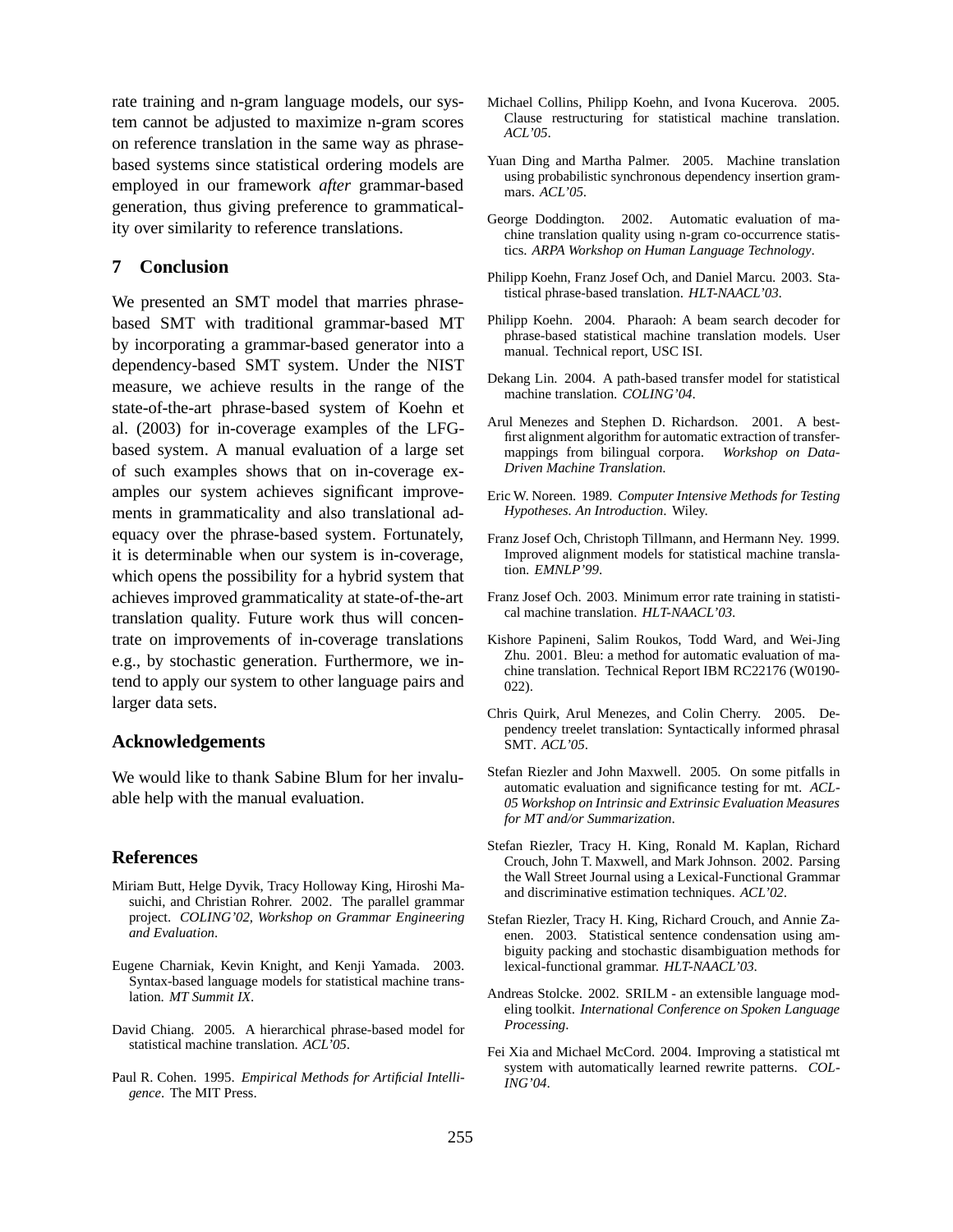rate training and n-gram language models, our system cannot be adjusted to maximize n-gram scores on reference translation in the same way as phrase-based systems since statistical ordering models are employed in our framework *after* grammar-based generation, thus giving preference to grammaticality over similarity to reference translations.

## 7 Conclusion

We presented an SMT model that marries phrase-based SMT with traditional grammar-based MT by incorporating a grammar-based generator into a dependency-based SMT system. Under the NIST measure, we achieve results in the range of the state-of-the-art phrase-based system of Koehn et al. (2003) for in-coverage examples of the LFG-based system. A manual evaluation of a large set of such examples shows that on in-coverage examples our system achieves significant improvements in grammaticality and also translational adequacy over the phrase-based system. Fortunately, it is determinable when our system is in-coverage, which opens the possibility for a hybrid system that achieves improved grammaticality at state-of-the-art translation quality. Future work thus will concentrate on improvements of in-coverage translations e.g., by stochastic generation. Furthermore, we intend to apply our system to other language pairs and larger data sets.

## Acknowledgements

We would like to thank Sabine Blum for her invaluable help with the manual evaluation.

## References

Miriam Butt, Helge Dyvik, Tracy Holloway King, Hiroshi Masuichi, and Christian Rohrer. 2002. The parallel grammar project. *COLING'02, Workshop on Grammar Engineering and Evaluation*.

Eugene Charniak, Kevin Knight, and Kenji Yamada. 2003. Syntax-based language models for statistical machine translation. *MT Summit IX*.

David Chiang. 2005. A hierarchical phrase-based model for statistical machine translation. *ACL'05*.

Paul R. Cohen. 1995. *Empirical Methods for Artificial Intelligence*. The MIT Press.

Michael Collins, Philipp Koehn, and Ivona Kucerova. 2005. Clause restructuring for statistical machine translation. *ACL'05*.

Yuan Ding and Martha Palmer. 2005. Machine translation using probabilistic synchronous dependency insertion grammars. *ACL'05*.

George Doddington. 2002. Automatic evaluation of machine translation quality using n-gram co-occurrence statistics. *ARPA Workshop on Human Language Technology*.

Philipp Koehn, Franz Josef Och, and Daniel Marcu. 2003. Statistical phrase-based translation. *HLT-NAACL'03*.

Philipp Koehn. 2004. Pharaoh: A beam search decoder for phrase-based statistical machine translation models. User manual. Technical report, USC ISI.

Dekang Lin. 2004. A path-based transfer model for statistical machine translation. *COLING'04*.

Arul Menezes and Stephen D. Richardson. 2001. A best-first alignment algorithm for automatic extraction of transfer-mappings from bilingual corpora. *Workshop on Data-Driven Machine Translation*.

Eric W. Noreen. 1989. *Computer Intensive Methods for Testing Hypotheses. An Introduction*. Wiley.

Franz Josef Och, Christoph Tillmann, and Hermann Ney. 1999. Improved alignment models for statistical machine translation. *EMNLP'99*.

Franz Josef Och. 2003. Minimum error rate training in statistical machine translation. *HLT-NAACL'03*.

Kishore Papineni, Salim Roukos, Todd Ward, and Wei-Jing Zhu. 2001. Bleu: a method for automatic evaluation of machine translation. Technical Report IBM RC22176 (W0190-022).

Chris Quirk, Arul Menezes, and Colin Cherry. 2005. Dependency treelet translation: Syntactically informed phrasal SMT. *ACL'05*.

Stefan Riezler and John Maxwell. 2005. On some pitfalls in automatic evaluation and significance testing for mt. *ACL-05 Workshop on Intrinsic and Extrinsic Evaluation Measures for MT and/or Summarization*.

Stefan Riezler, Tracy H. King, Ronald M. Kaplan, Richard Crouch, John T. Maxwell, and Mark Johnson. 2002. Parsing the Wall Street Journal using a Lexical-Functional Grammar and discriminative estimation techniques. *ACL'02*.

Stefan Riezler, Tracy H. King, Richard Crouch, and Annie Zaenen. 2003. Statistical sentence condensation using ambiguity packing and stochastic disambiguation methods for lexical-functional grammar. *HLT-NAACL'03*.

Andreas Stolcke. 2002. SRILM - an extensible language modeling toolkit. *International Conference on Spoken Language Processing*.

Fei Xia and Michael McCord. 2004. Improving a statistical mt system with automatically learned rewrite patterns. *COLING'04*.